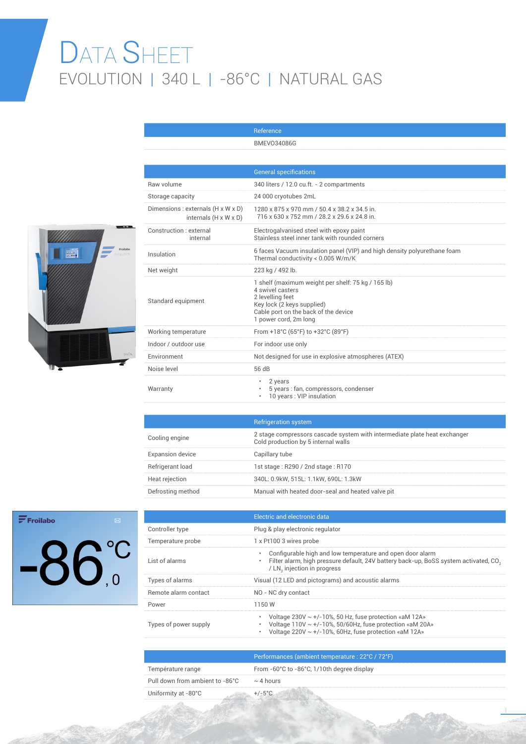# DATA SHEET

## EVOLUTION | 340 L | -86°C | NATURAL GAS

| | Reference |
|---|---|
| | BMEVO34086G |

| | General specifications |
|---|---|
| Raw volume | 340 liters / 12.0 cu.ft. - 2 compartments |
| Storage capacity | 24 000 cryotubes 2mL |
| Dimensions : externals (H x W x D)<br>internals (H x W x D) | 1280 x 875 x 970 mm / 50.4 x 38.2 x 34.5 in.<br>716 x 630 x 752 mm / 28.2 x 29.6 x 24.8 in. |
| Construction : external<br>internal | Electrogalvanised steel with epoxy paint<br>Stainless steel inner tank with rounded corners |
| Insulation | 6 faces Vacuum insulation panel (VIP) and high density polyurethane foam<br>Thermal conductivity < 0.005 W/m/K |
| Net weight | 223 kg / 492 lb. |
| Standard equipment | 1 shelf (maximum weight per shelf: 75 kg / 165 lb)<br>4 swivel casters<br>2 levelling feet<br>Key lock (2 keys supplied)<br>Cable port on the back of the device<br>1 power cord, 2m long |
| Working temperature | From +18°C (65°F) to +32°C (89°F) |
| Indoor / outdoor use | For indoor use only |
| Environment | Not designed for use in explosive atmospheres (ATEX) |
| Noise level | 56 dB |
| Warranty | • 2 years<br>• 5 years : fan, compressors, condenser<br>• 10 years : VIP insulation |

| | Refrigeration system |
|---|---|
| Cooling engine | 2 stage compressors cascade system with intermediate plate heat exchanger<br>Cold production by 5 internal walls |
| Expansion device | Capillary tube |
| Refrigerant load | 1st stage : R290 / 2nd stage : R170 |
| Heat rejection | 340L: 0.9kW, 515L: 1.1kW, 690L: 1.3kW |
| Defrosting method | Manual with heated door-seal and heated valve pit |

| | Electric and electronic data |
|---|---|
| Controller type | Plug & play electronic regulator |
| Temperature probe | 1 x Pt100 3 wires probe |
| List of alarms | • Configurable high and low temperature and open door alarm<br>• Filter alarm, high pressure default, 24V battery back-up, BoSS system activated, $CO_2$ / $LN_2$ injection in progress |
| Types of alarms | Visual (12 LED and pictograms) and acoustic alarms |
| Remote alarm contact | NO - NC dry contact |
| Power | 1150 W |
| Types of power supply | • Voltage 230V ~ +/-10%, 50 Hz, fuse protection «aM 12A»<br>• Voltage 110V ~ +/-10%, 50/60Hz, fuse protection «aM 20A»<br>• Voltage 220V ~ +/-10%, 60Hz, fuse protection «aM 12A» |

| | Performances (ambient temperature : 22°C / 72°F) |
|---|---|
| Température range | From -60°C to -86°C, 1/10th degree display |
| Pull down from ambient to -86°C | ~ 4 hours |
| Uniformity at -80°C | +/-5°C |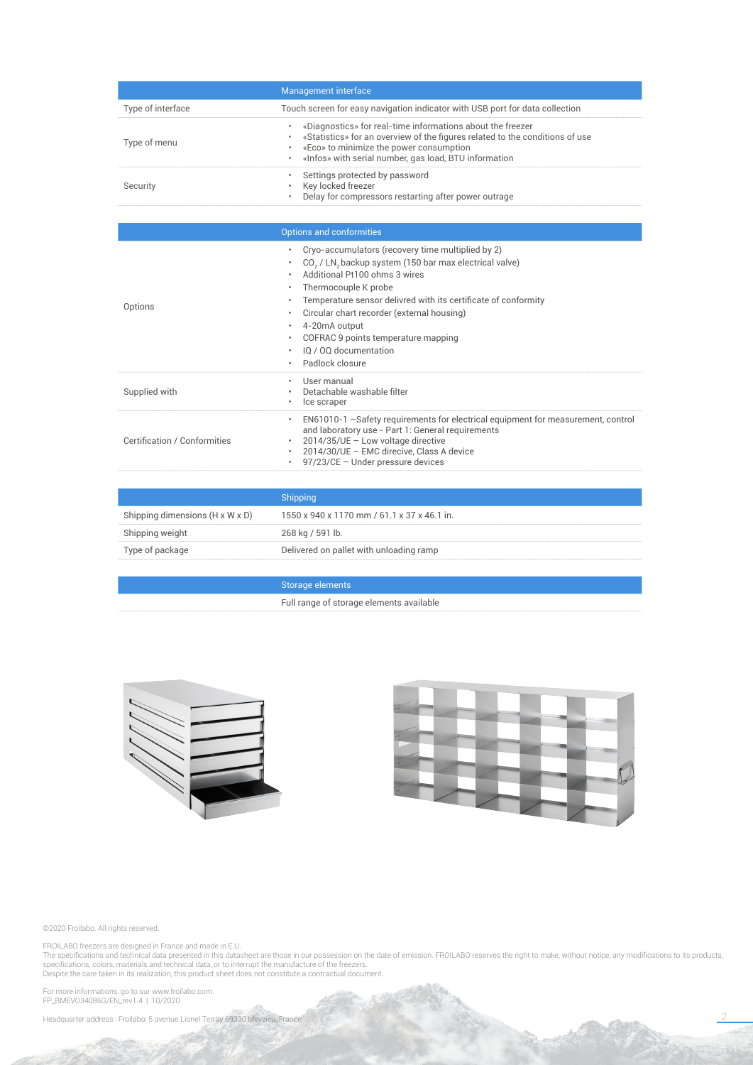| | Management interface |
| --- | --- |
| Type of interface | Touch screen for easy navigation indicator with USB port for data collection |
| Type of menu | • «Diagnostics» for real-time informations about the freezer<br>• «Statistics» for an overview of the figures related to the conditions of use<br>• «Eco» to minimize the power consumption<br>• «Infos» with serial number, gas load, BTU information |
| Security | • Settings protected by password<br>• Key locked freezer<br>• Delay for compressors restarting after power outrage |

| | Options and conformities |
| --- | --- |
| Options | • Cryo-accumulators (recovery time multiplied by 2)<br>• $CO_2$ / $LN_2$ backup system (150 bar max electrical valve)<br>• Additional Pt100 ohms 3 wires<br>• Thermocouple K probe<br>• Temperature sensor delivred with its certificate of conformity<br>• Circular chart recorder (external housing)<br>• 4-20mA output<br>• COFRAC 9 points temperature mapping<br>• IQ / OQ documentation<br>• Padlock closure |
| Supplied with | • User manual<br>• Detachable washable filter<br>• Ice scraper |
| Certification / Conformities | • EN61010-1 –Safety requirements for electrical equipment for measurement, control and laboratory use - Part 1: General requirements<br>• 2014/35/UE – Low voltage directive<br>• 2014/30/UE – EMC direcive, Class A device<br>• 97/23/CE – Under pressure devices |

| | Shipping |
| --- | --- |
| Shipping dimensions (H x W x D) | 1550 x 940 x 1170 mm / 61.1 x 37 x 46.1 in. |
| Shipping weight | 268 kg / 591 lb. |
| Type of package | Delivered on pallet with unloading ramp |

| | Storage elements |
| --- | --- |
| | Full range of storage elements available |

©2020 Froilabo. All rights reserved.

FROILABO freezers are designed in France and made in E.U.
The specifications and technical data presented in this datasheet are those in our possession on the date of emission. FROILABO reserves the right to make, without notice, any modifications to its products, specifications, colors, materials and technical data, or to interrupt the manufacture of the freezers.
Despite the care taken in its realization, this product sheet does not constitute a contractual document.

For more informations, go to sur www.froilabo.com.
FP_BMEVO34086G/EN_rev1.4 | 10/2020

Headquarter address : Froilabo, 5 avenue Lionel Terray 69330 Meyzieu, France